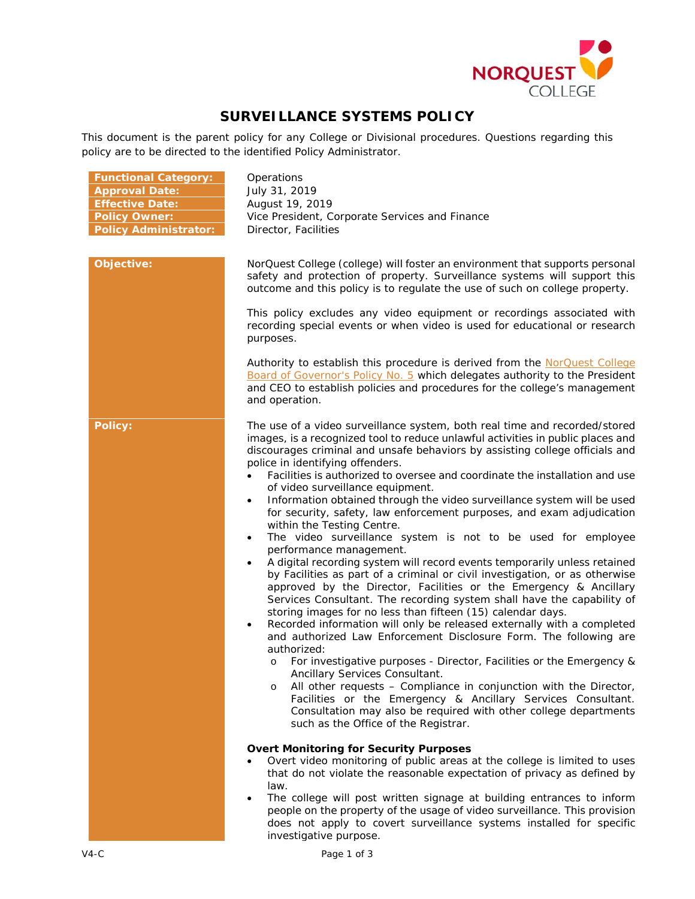# SURVEILLANCE SYSTEMS POLICY

This document is the parent policy for any College or Divisional procedures. Questions regarding this policy are to be directed to the identified Policy Administrator.

| | |
|---|---|
| **Functional Category:** | Operations |
| **Approval Date:** | July 31, 2019 |
| **Effective Date:** | August 19, 2019 |
| **Policy Owner:** | Vice President, Corporate Services and Finance |
| **Policy Administrator:** | Director, Facilities |

**Objective:**

NorQuest College (college) will foster an environment that supports personal safety and protection of property. Surveillance systems will support this outcome and this policy is to regulate the use of such on college property.

This policy excludes any video equipment or recordings associated with recording special events or when video is used for educational or research purposes.

Authority to establish this procedure is derived from the NorQuest College Board of Governor's Policy No. 5 which delegates authority to the President and CEO to establish policies and procedures for the college's management and operation.

**Policy:**

The use of a video surveillance system, both real time and recorded/stored images, is a recognized tool to reduce unlawful activities in public places and discourages criminal and unsafe behaviors by assisting college officials and police in identifying offenders.

- Facilities is authorized to oversee and coordinate the installation and use of video surveillance equipment.
- Information obtained through the video surveillance system will be used for security, safety, law enforcement purposes, and exam adjudication within the Testing Centre.
- The video surveillance system is not to be used for employee performance management.
- A digital recording system will record events temporarily unless retained by Facilities as part of a criminal or civil investigation, or as otherwise approved by the Director, Facilities or the Emergency & Ancillary Services Consultant. The recording system shall have the capability of storing images for no less than fifteen (15) calendar days.
- Recorded information will only be released externally with a completed and authorized Law Enforcement Disclosure Form. The following are authorized:
  - For investigative purposes - Director, Facilities or the Emergency & Ancillary Services Consultant.
  - All other requests – Compliance in conjunction with the Director, Facilities or the Emergency & Ancillary Services Consultant. Consultation may also be required with other college departments such as the Office of the Registrar.

**Overt Monitoring for Security Purposes**

- Overt video monitoring of public areas at the college is limited to uses that do not violate the reasonable expectation of privacy as defined by law.
- The college will post written signage at building entrances to inform people on the property of the usage of video surveillance. This provision does not apply to covert surveillance systems installed for specific investigative purpose.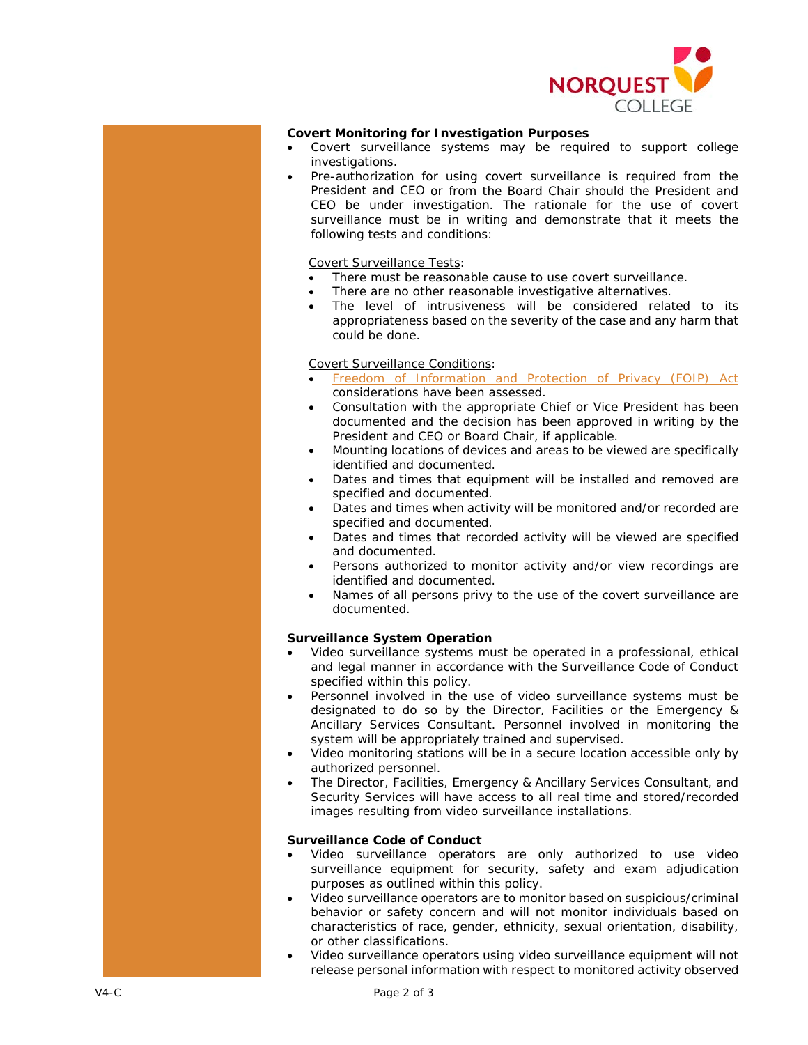**Covert Monitoring for Investigation Purposes**

- Covert surveillance systems may be required to support college investigations.
- Pre-authorization for using covert surveillance is required from the President and CEO or from the Board Chair should the President and CEO be under investigation. The rationale for the use of covert surveillance must be in writing and demonstrate that it meets the following tests and conditions:

  Covert Surveillance Tests:
  - There must be reasonable cause to use covert surveillance.
  - There are no other reasonable investigative alternatives.
  - The level of intrusiveness will be considered related to its appropriateness based on the severity of the case and any harm that could be done.

  Covert Surveillance Conditions:
  - Freedom of Information and Protection of Privacy (FOIP) Act considerations have been assessed.
  - Consultation with the appropriate Chief or Vice President has been documented and the decision has been approved in writing by the President and CEO or Board Chair, if applicable.
  - Mounting locations of devices and areas to be viewed are specifically identified and documented.
  - Dates and times that equipment will be installed and removed are specified and documented.
  - Dates and times when activity will be monitored and/or recorded are specified and documented.
  - Dates and times that recorded activity will be viewed are specified and documented.
  - Persons authorized to monitor activity and/or view recordings are identified and documented.
  - Names of all persons privy to the use of the covert surveillance are documented.

**Surveillance System Operation**

- Video surveillance systems must be operated in a professional, ethical and legal manner in accordance with the Surveillance Code of Conduct specified within this policy.
- Personnel involved in the use of video surveillance systems must be designated to do so by the Director, Facilities or the Emergency & Ancillary Services Consultant. Personnel involved in monitoring the system will be appropriately trained and supervised.
- Video monitoring stations will be in a secure location accessible only by authorized personnel.
- The Director, Facilities, Emergency & Ancillary Services Consultant, and Security Services will have access to all real time and stored/recorded images resulting from video surveillance installations.

**Surveillance Code of Conduct**

- Video surveillance operators are only authorized to use video surveillance equipment for security, safety and exam adjudication purposes as outlined within this policy.
- Video surveillance operators are to monitor based on suspicious/criminal behavior or safety concern and will not monitor individuals based on characteristics of race, gender, ethnicity, sexual orientation, disability, or other classifications.
- Video surveillance operators using video surveillance equipment will not release personal information with respect to monitored activity observed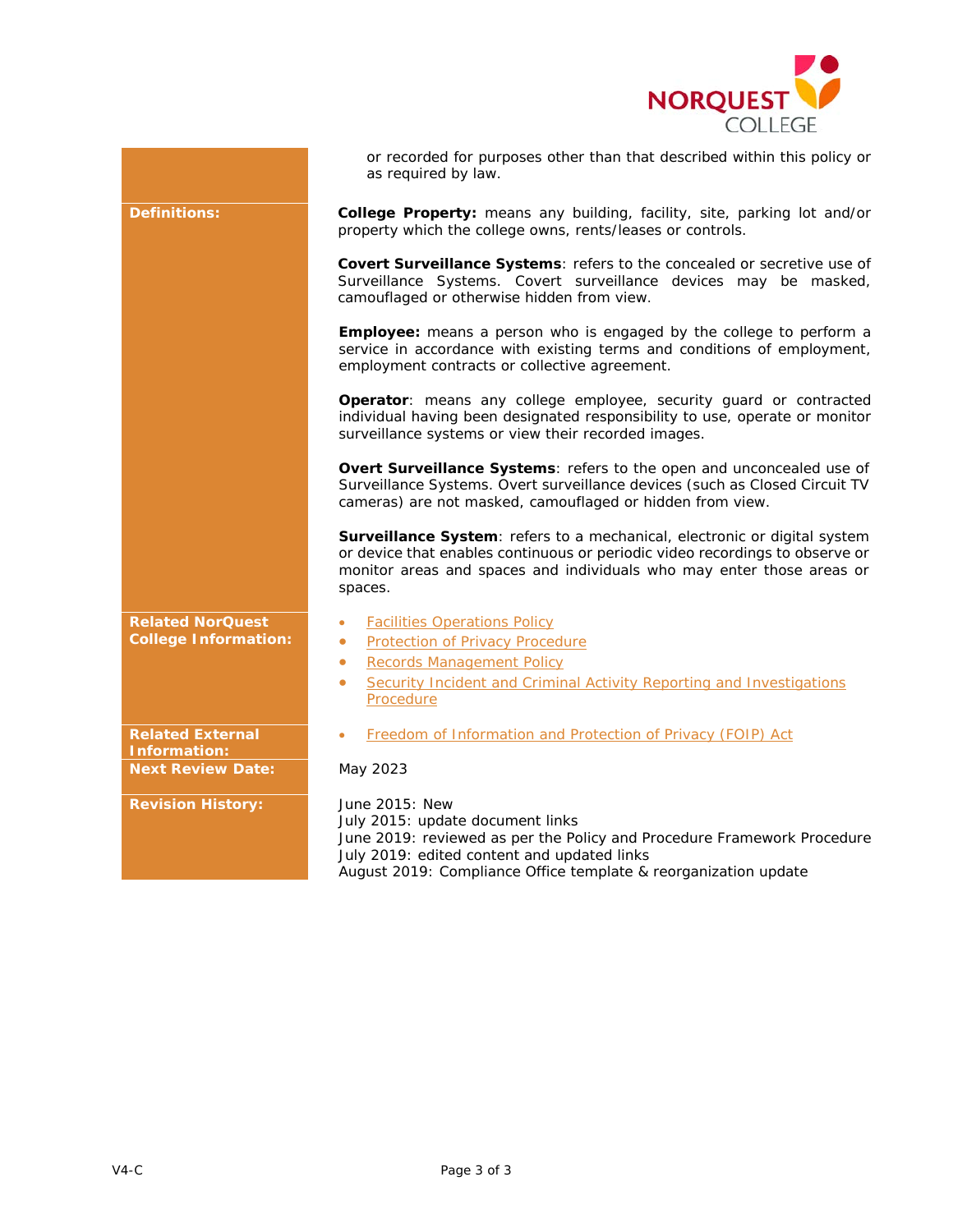| | |
|---|---|
| | or recorded for purposes other than that described within this policy or as required by law. |
| **Definitions:** | **College Property:** means any building, facility, site, parking lot and/or property which the college owns, rents/leases or controls.<br><br>**Covert Surveillance Systems**: refers to the concealed or secretive use of Surveillance Systems. Covert surveillance devices may be masked, camouflaged or otherwise hidden from view.<br><br>**Employee:** means a person who is engaged by the college to perform a service in accordance with existing terms and conditions of employment, employment contracts or collective agreement.<br><br>**Operator**: means any college employee, security guard or contracted individual having been designated responsibility to use, operate or monitor surveillance systems or view their recorded images.<br><br>**Overt Surveillance Systems**: refers to the open and unconcealed use of Surveillance Systems. Overt surveillance devices (such as Closed Circuit TV cameras) are not masked, camouflaged or hidden from view.<br><br>**Surveillance System**: refers to a mechanical, electronic or digital system or device that enables continuous or periodic video recordings to observe or monitor areas and spaces and individuals who may enter those areas or spaces. |
| **Related NorQuest College Information:** | • Facilities Operations Policy<br>• Protection of Privacy Procedure<br>• Records Management Policy<br>• Security Incident and Criminal Activity Reporting and Investigations Procedure |
| **Related External Information:** | • Freedom of Information and Protection of Privacy (FOIP) Act |
| **Next Review Date:** | May 2023 |
| **Revision History:** | June 2015: New<br>July 2015: update document links<br>June 2019: reviewed as per the Policy and Procedure Framework Procedure<br>July 2019: edited content and updated links<br>August 2019: Compliance Office template & reorganization update |

V4-C